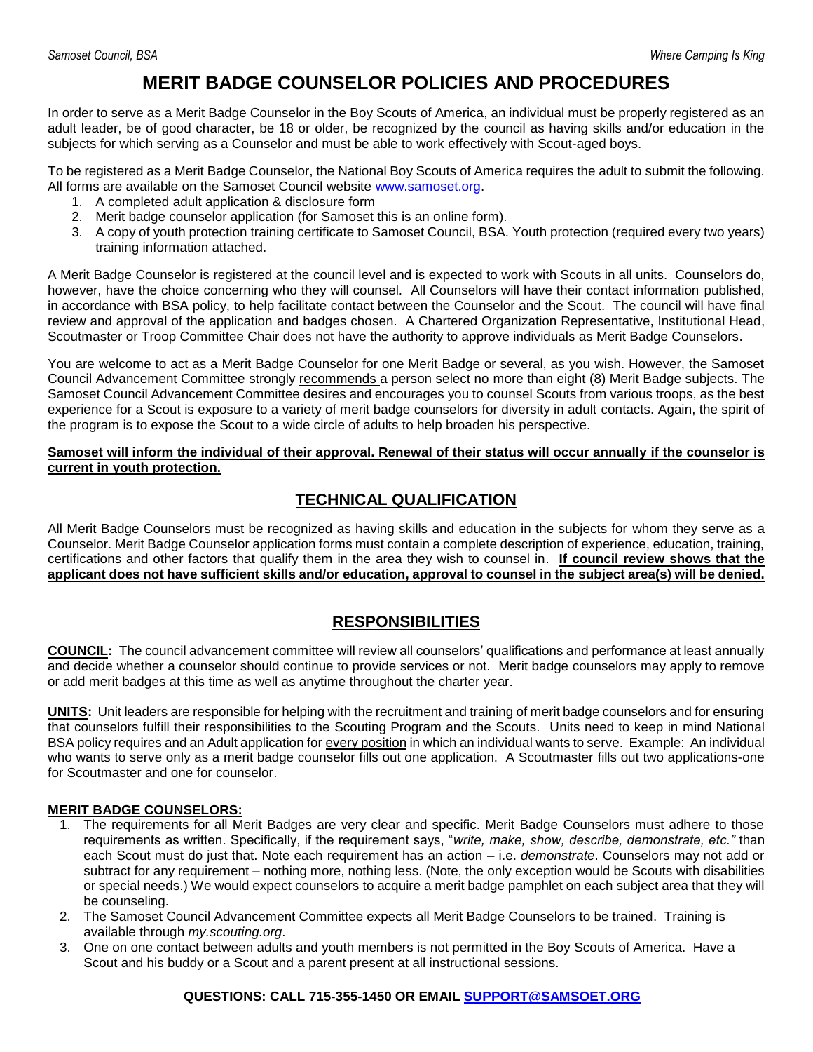# MERIT BADGE COUNSELOR POLICIES AND PROCEDURES

In order to serve as a Merit Badge Counselor in the Boy Scouts of America, an individual must be properly registered as an adult leader, be of good character, be 18 or older, be recognized by the council as having skills and/or education in the subjects for which serving as a Counselor and must be able to work effectively with Scout-aged boys.

To be registered as a Merit Badge Counselor, the National Boy Scouts of America requires the adult to submit the following. All forms are available on the Samoset Council website www.samoset.org.

1. A completed adult application & disclosure form
2. Merit badge counselor application (for Samoset this is an online form).
3. A copy of youth protection training certificate to Samoset Council, BSA. Youth protection (required every two years) training information attached.

A Merit Badge Counselor is registered at the council level and is expected to work with Scouts in all units. Counselors do, however, have the choice concerning who they will counsel. All Counselors will have their contact information published, in accordance with BSA policy, to help facilitate contact between the Counselor and the Scout. The council will have final review and approval of the application and badges chosen. A Chartered Organization Representative, Institutional Head, Scoutmaster or Troop Committee Chair does not have the authority to approve individuals as Merit Badge Counselors.

You are welcome to act as a Merit Badge Counselor for one Merit Badge or several, as you wish. However, the Samoset Council Advancement Committee strongly recommends a person select no more than eight (8) Merit Badge subjects. The Samoset Council Advancement Committee desires and encourages you to counsel Scouts from various troops, as the best experience for a Scout is exposure to a variety of merit badge counselors for diversity in adult contacts. Again, the spirit of the program is to expose the Scout to a wide circle of adults to help broaden his perspective.

**Samoset will inform the individual of their approval. Renewal of their status will occur annually if the counselor is current in youth protection.**

## TECHNICAL QUALIFICATION

All Merit Badge Counselors must be recognized as having skills and education in the subjects for whom they serve as a Counselor. Merit Badge Counselor application forms must contain a complete description of experience, education, training, certifications and other factors that qualify them in the area they wish to counsel in. **If council review shows that the applicant does not have sufficient skills and/or education, approval to counsel in the subject area(s) will be denied.**

## RESPONSIBILITIES

**COUNCIL:** The council advancement committee will review all counselors' qualifications and performance at least annually and decide whether a counselor should continue to provide services or not. Merit badge counselors may apply to remove or add merit badges at this time as well as anytime throughout the charter year.

**UNITS:** Unit leaders are responsible for helping with the recruitment and training of merit badge counselors and for ensuring that counselors fulfill their responsibilities to the Scouting Program and the Scouts. Units need to keep in mind National BSA policy requires and an Adult application for every position in which an individual wants to serve. Example: An individual who wants to serve only as a merit badge counselor fills out one application. A Scoutmaster fills out two applications-one for Scoutmaster and one for counselor.

**MERIT BADGE COUNSELORS:**

1. The requirements for all Merit Badges are very clear and specific. Merit Badge Counselors must adhere to those requirements as written. Specifically, if the requirement says, "*write, make, show, describe, demonstrate, etc.*" than each Scout must do just that. Note each requirement has an action – i.e. *demonstrate*. Counselors may not add or subtract for any requirement – nothing more, nothing less. (Note, the only exception would be Scouts with disabilities or special needs.) We would expect counselors to acquire a merit badge pamphlet on each subject area that they will be counseling.
2. The Samoset Council Advancement Committee expects all Merit Badge Counselors to be trained. Training is available through *my.scouting.org*.
3. One on one contact between adults and youth members is not permitted in the Boy Scouts of America. Have a Scout and his buddy or a Scout and a parent present at all instructional sessions.

**QUESTIONS: CALL 715-355-1450 OR EMAIL SUPPORT@SAMSOET.ORG**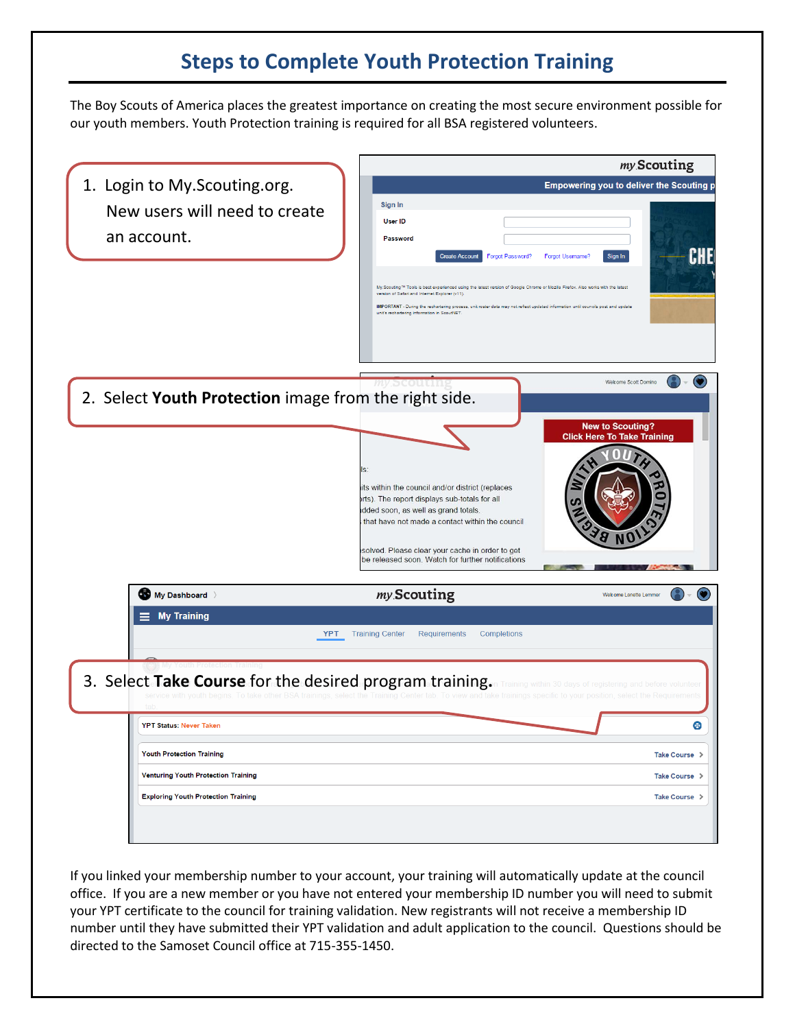# Steps to Complete Youth Protection Training

The Boy Scouts of America places the greatest importance on creating the most secure environment possible for our youth members. Youth Protection training is required for all BSA registered volunteers.

1. Login to My.Scouting.org. New users will need to create an account.

2. Select **Youth Protection** image from the right side.

3. Select **Take Course** for the desired program training.

If you linked your membership number to your account, your training will automatically update at the council office. If you are a new member or you have not entered your membership ID number you will need to submit your YPT certificate to the council for training validation. New registrants will not receive a membership ID number until they have submitted their YPT validation and adult application to the council. Questions should be directed to the Samoset Council office at 715-355-1450.